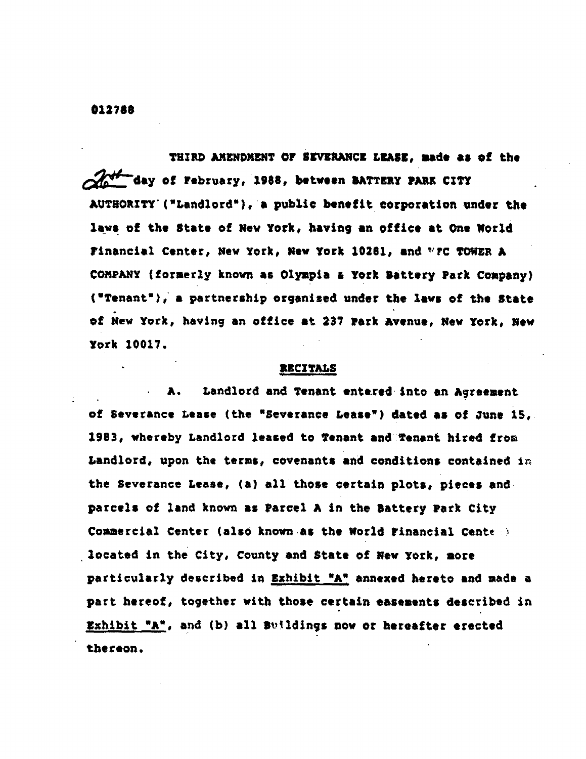012788

THIRD AMENDMENT OF SEVERANCE LEASE, made as of the 26th day of February, 1988, between BATTERY PARK CITY AUTHORITY ("Landlord"), a public benefit corporation under the laws of the State of New York, having an office at One World Financial Center, New York, New York 10281, and WFC TOWER A COMPANY (formerly known as Olympia & York Battery Park Company) ("Tenant"), a partnership organized under the laws of the State of New York, having an office at 237 Park Avenue, New York, New York 10017.

## RECITALS

A. Landlord and Tenant entered into an Agreement of Severance Lease (the "Severance Lease") dated as of June 15, 1983, whereby Landlord leased to Tenant and Tenant hired from Landlord, upon the terms, covenants and conditions contained in the Severance Lease, (a) all those certain plots, pieces and parcels of land known as Parcel A in the Battery Park City Commercial Center (also known as the World Financial Center) located in the City, County and State of New York, more particularly described in Exhibit "A" annexed hereto and made a part hereof, together with those certain easements described in Exhibit "A", and (b) all Buildings now or hereafter erected thereon.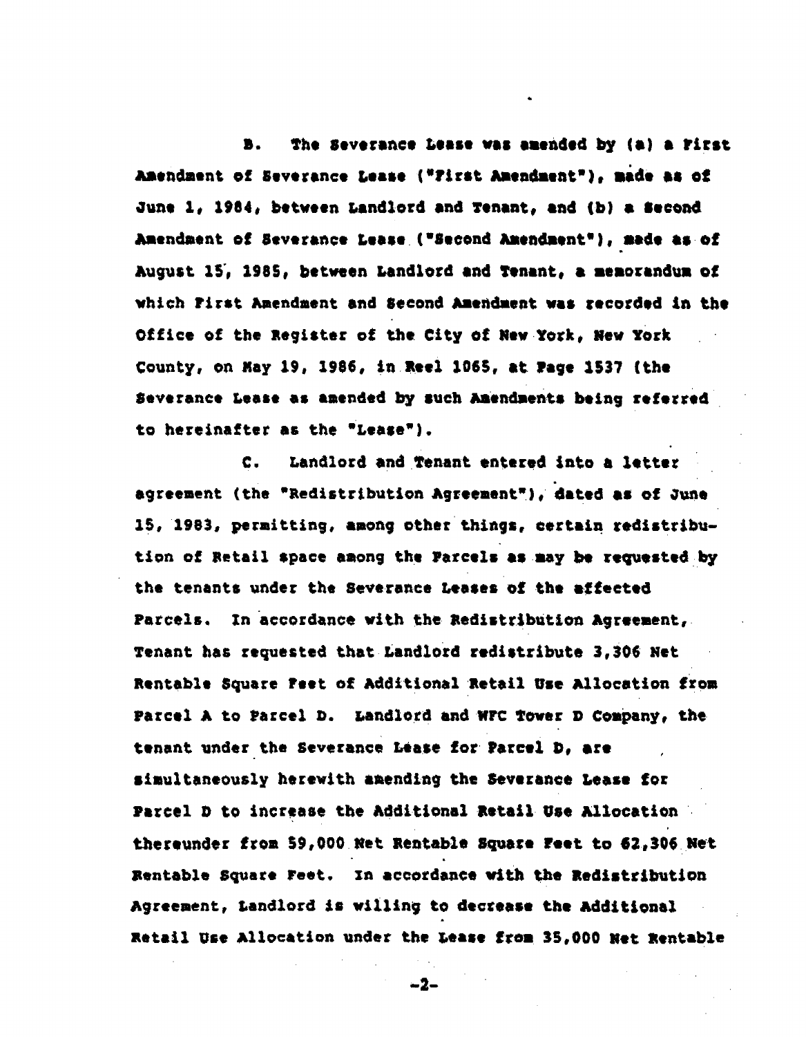B. The Severance Lease was amended by (a) a First Amendment of Severance Lease ("First Amendment"), made as of June 1, 1984, between Landlord and Tenant, and (b) a Second Amendment of Severance Lease ("Second Amendment"), made as of August 15, 1985, between Landlord and Tenant, a memorandum of which First Amendment and Second Amendment was recorded in the Office of the Register of the City of New York, New York County, on May 19, 1986, in Reel 1065, at Page 1537 (the Severance Lease as amended by such Amendments being referred to hereinafter as the "Lease").

C. Landlord and Tenant entered into a letter agreement (the "Redistribution Agreement"), dated as of June 15, 1983, permitting, among other things, certain redistribution of Retail space among the Parcels as may be requested by the tenants under the Severance Leases of the affected Parcels. In accordance with the Redistribution Agreement, Tenant has requested that Landlord redistribute 3,306 Net Rentable Square Feet of Additional Retail Use Allocation from Parcel A to Parcel D. Landlord and WFC Tower D Company, the tenant under the Severance Lease for Parcel D, are simultaneously herewith amending the Severance Lease for Parcel D to increase the Additional Retail Use Allocation thereunder from 59,000 Net Rentable Square Feet to 62,306 Net Rentable Square Feet. In accordance with the Redistribution Agreement, Landlord is willing to decrease the Additional Retail Use Allocation under the Lease from 35,000 Net Rentable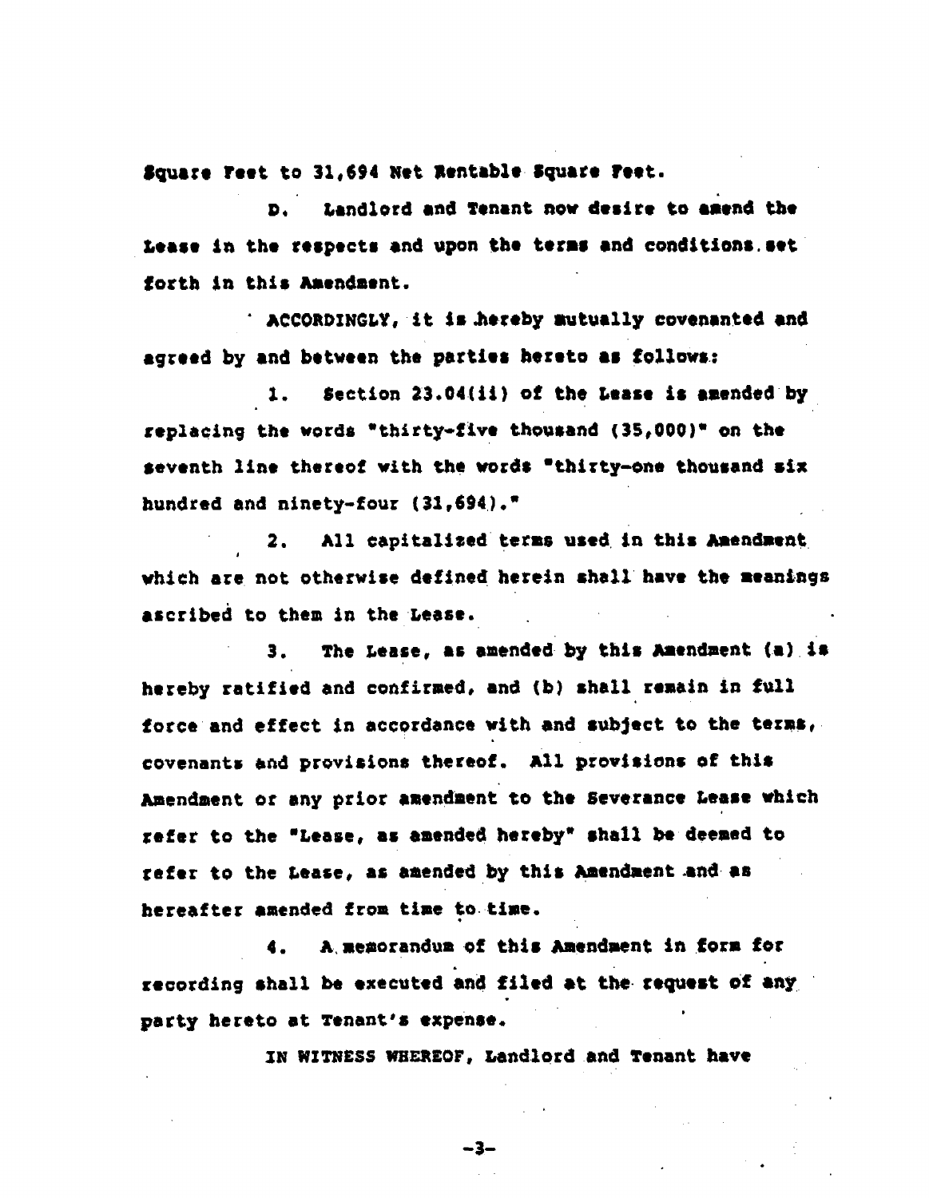Square Feet to 31,694 Net Rentable Square Feet.

D. Landlord and Tenant now desire to amend the Lease in the respects and upon the terms and conditions set forth in this Amendment.

ACCORDINGLY, it is hereby mutually covenanted and agreed by and between the parties hereto as follows:

1. Section 23.04(ii) of the Lease is amended by replacing the words "thirty-five thousand (35,000)" on the seventh line thereof with the words "thirty-one thousand six hundred and ninety-four (31,694)."

2. All capitalized terms used in this Amendment which are not otherwise defined herein shall have the meanings ascribed to them in the Lease.

3. The Lease, as amended by this Amendment (a) is hereby ratified and confirmed, and (b) shall remain in full force and effect in accordance with and subject to the terms, covenants and provisions thereof. All provisions of this Amendment or any prior amendment to the Severance Lease which refer to the "Lease, as amended hereby" shall be deemed to refer to the Lease, as amended by this Amendment and as hereafter amended from time to time.

4. A memorandum of this Amendment in form for recording shall be executed and filed at the request of any party hereto at Tenant's expense.

IN WITNESS WHEREOF, Landlord and Tenant have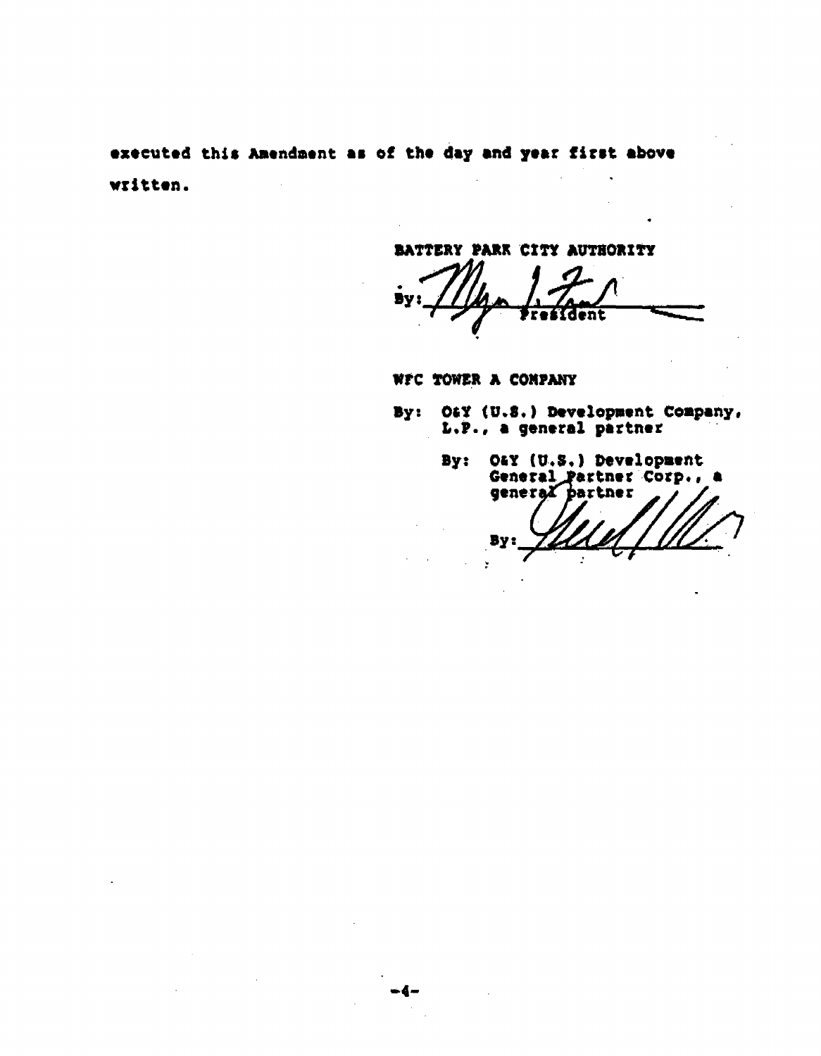executed this Amendment as of the day and year first above written.

BATTERY PARK CITY AUTHORITY

By: ______________________
President

WFC TOWER A COMPANY

By: O&Y (U.S.) Development Company, L.P., a general partner

By: O&Y (U.S.) Development General Partner Corp., a general partner

By: ______________________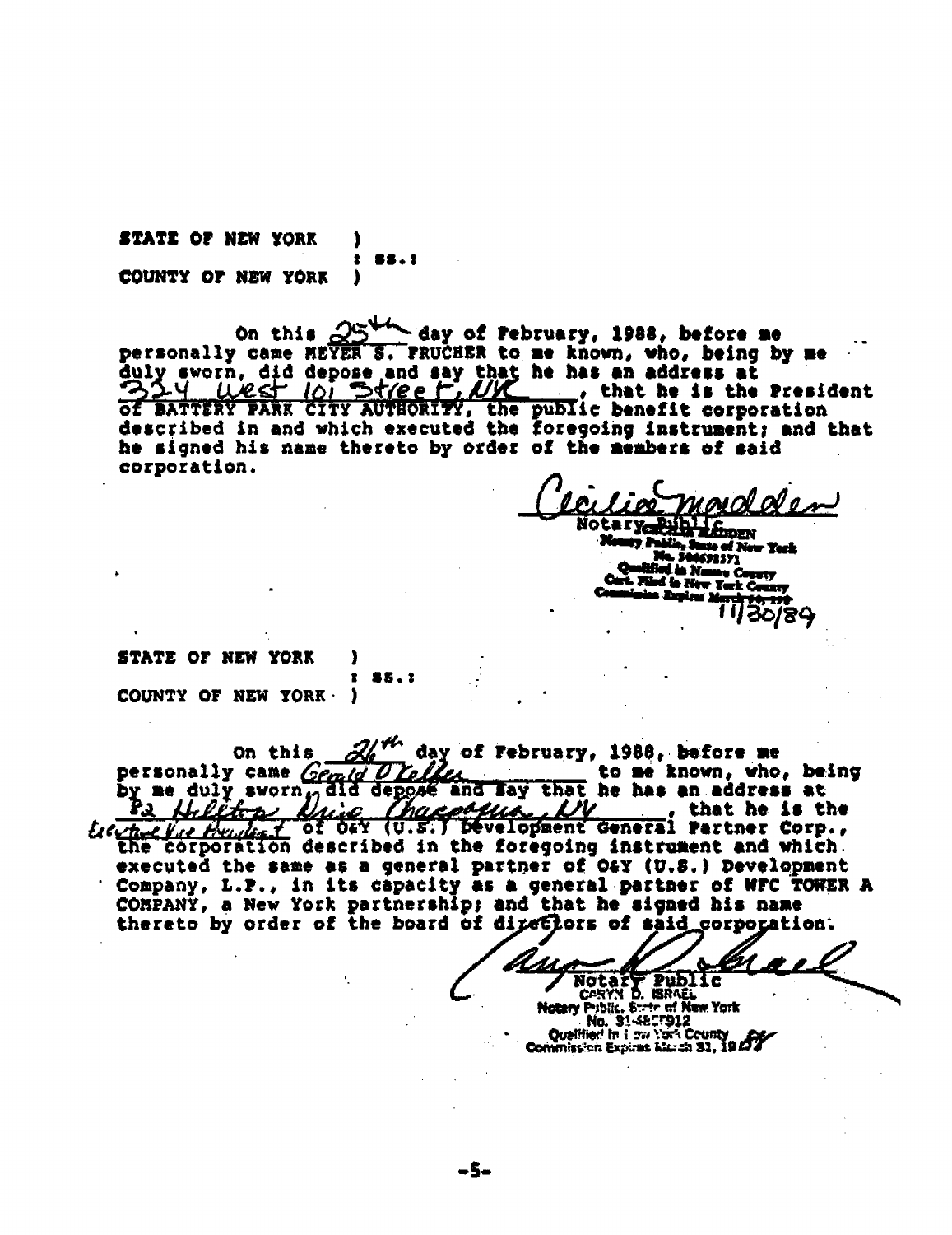STATE OF NEW YORK )
: SS.:
COUNTY OF NEW YORK )

On this 25th day of February, 1988, before me personally came MEYER S. FRUCHER to me known, who, being by me duly sworn, did depose and say that he has an address at 334 West 101 Street, NYC, that he is the President of BATTERY PARK CITY AUTHORITY, the public benefit corporation described in and which executed the foregoing instrument; and that he signed his name thereto by order of the members of said corporation.

Cecilia Madden
Notary Public
CECILIA MADDEN
Notary Public, State of New York
No. 30-4678371
Qualified in Nassau County
Cert. Filed in New York County
Commission Expires ~~March 30, 19~~ 11/30/89

STATE OF NEW YORK )
: SS.:
COUNTY OF NEW YORK )

On this 26th day of February, 1988, before me personally came Gerald O'Kelley to me known, who, being by me duly sworn, did depose and say that he has an address at 82 Hilltop Drive Chappaqua, NY, that he is the Executive Vice President of O&Y (U.S.) Development General Partner Corp., the corporation described in the foregoing instrument and which executed the same as a general partner of O&Y (U.S.) Development Company, L.P., in its capacity as a general partner of WFC TOWER A COMPANY, a New York partnership; and that he signed his name thereto by order of the board of directors of said corporation.

Caryn D. Israel
Notary Public
CARYN D. ISRAEL
Notary Public, State of New York
No. 31-4657912
Qualified in New York County
Commission Expires March 31, 1989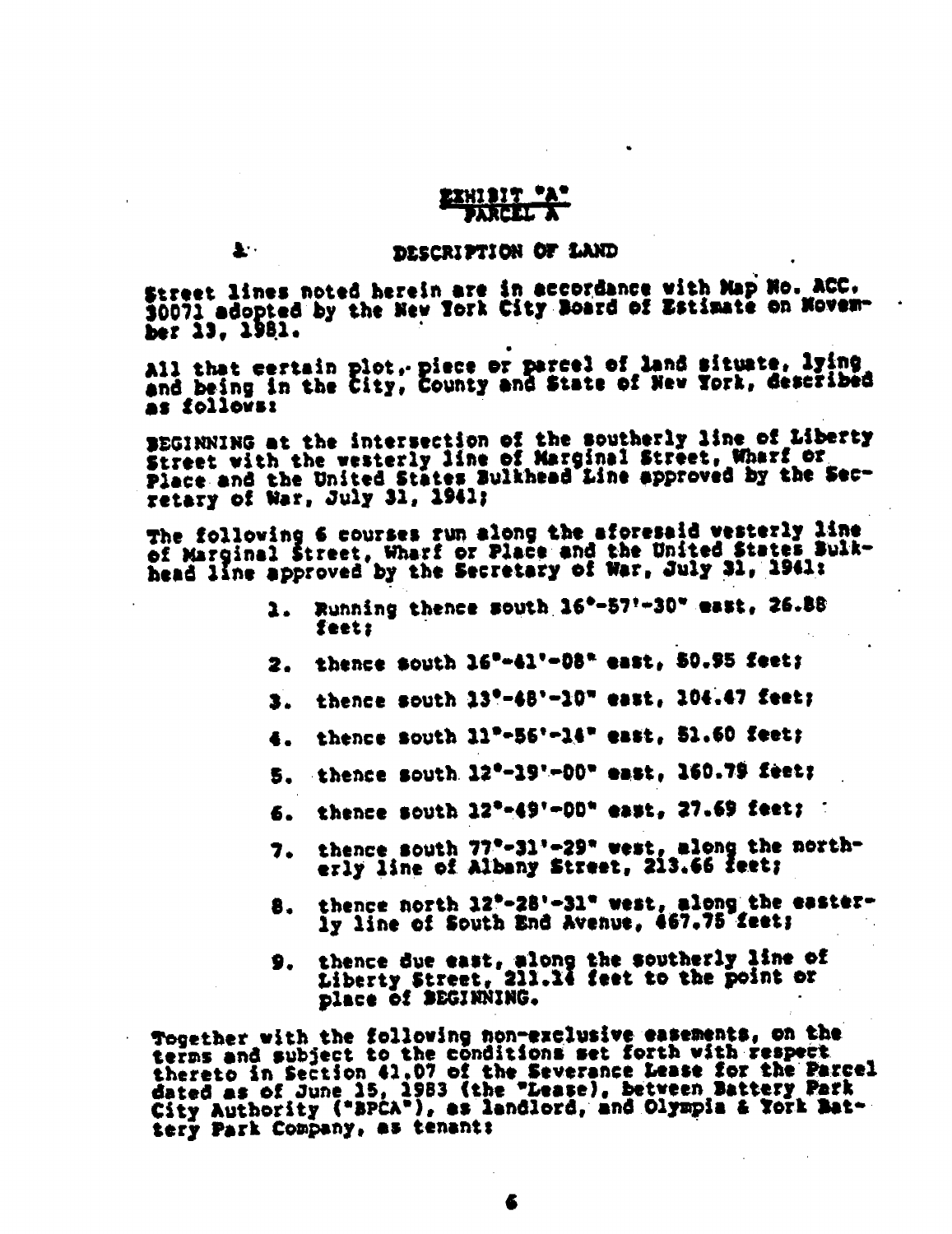# EXHIBIT "A"
## PARCEL A

### DESCRIPTION OF LAND

Street lines noted herein are in accordance with Map No. ACC. 30071 adopted by the New York City Board of Estimate on November 13, 1981.

All that certain plot, piece or parcel of land situate, lying and being in the City, County and State of New York, described as follows:

BEGINNING at the intersection of the southerly line of Liberty Street with the westerly line of Marginal Street, Wharf or Place and the United States Bulkhead Line approved by the Secretary of War, July 31, 1941;

The following 6 courses run along the aforesaid westerly line of Marginal Street, Wharf or Place and the United States Bulkhead line approved by the Secretary of War, July 31, 1941:

1. Running thence south 16°-57'-30" east, 26.88 feet;
2. thence south 16°-41'-08" east, 50.95 feet;
3. thence south 13°-48'-10" east, 104.47 feet;
4. thence south 11°-56'-14" east, 51.60 feet;
5. thence south 12°-19'-00" east, 160.79 feet;
6. thence south 12°-49'-00" east, 27.69 feet;
7. thence south 77°-31'-29" west, along the northerly line of Albany Street, 213.66 feet;
8. thence north 12°-28'-31" west, along the easterly line of South End Avenue, 467.75 feet;
9. thence due east, along the southerly line of Liberty Street, 211.14 feet to the point or place of BEGINNING.

Together with the following non-exclusive easements, on the terms and subject to the conditions set forth with respect thereto in Section 41.07 of the Severance Lease for the Parcel dated as of June 15, 1983 (the "Lease), between Battery Park City Authority ("BPCA"), as landlord, and Olympia & York Battery Park Company, as tenant: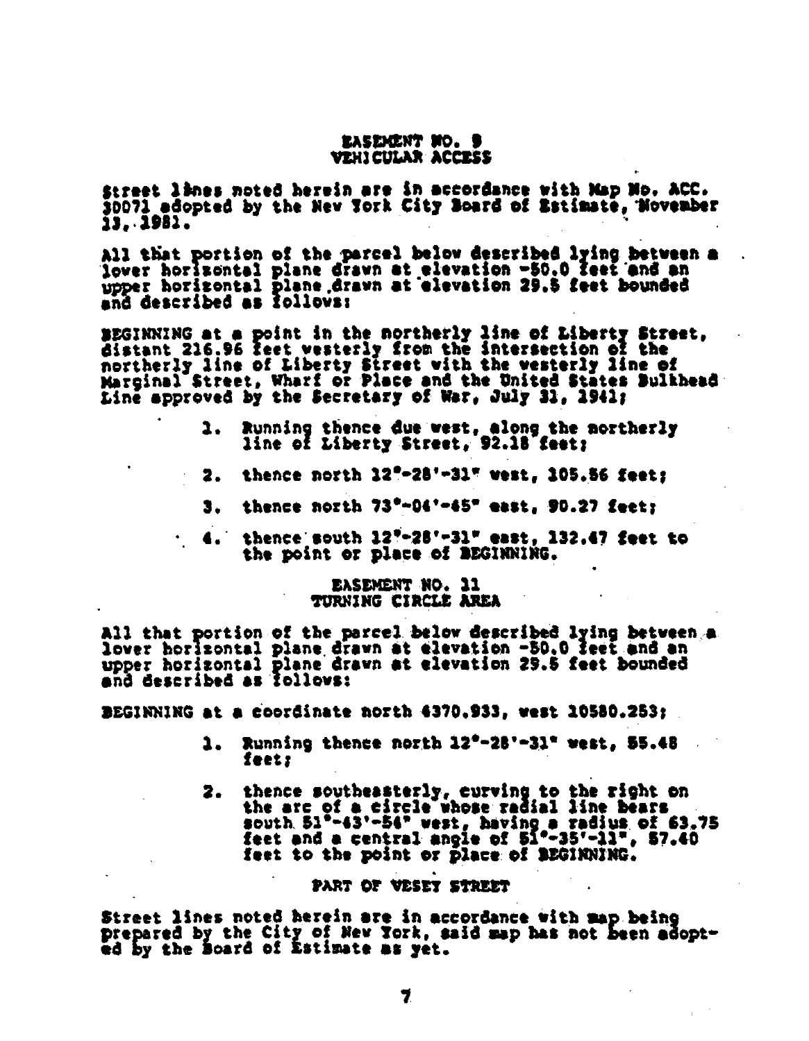## EASEMENT NO. 9
## VEHICULAR ACCESS

Street lines noted herein are in accordance with Map No. ACC. 30071 adopted by the New York City Board of Estimate, November 13, 1981.

All that portion of the parcel below described lying between a lower horizontal plane drawn at elevation -50.0 feet and an upper horizontal plane drawn at elevation 29.5 feet bounded and described as follows:

BEGINNING at a point in the northerly line of Liberty Street, distant 216.96 feet westerly from the intersection of the northerly line of Liberty Street with the westerly line of Marginal Street, Wharf or Place and the United States Bulkhead Line approved by the Secretary of War, July 31, 1941;

1. Running thence due west, along the northerly line of Liberty Street, 92.18 feet;
2. thence north 12°-28'-31" west, 105.56 feet;
3. thence north 73°-04'-45" east, 90.27 feet;
4. thence south 12°-28'-31" east, 132.47 feet to the point or place of BEGINNING.

## EASEMENT NO. 11
## TURNING CIRCLE AREA

All that portion of the parcel below described lying between a lower horizontal plane drawn at elevation -50.0 feet and an upper horizontal plane drawn at elevation 29.5 feet bounded and described as follows:

BEGINNING at a coordinate north 4370.933, west 10580.253;

1. Running thence north 12°-28'-31" west, 55.48 feet;
2. thence southeasterly, curving to the right on the arc of a circle whose radial line bears south 51°-43'-56" west, having a radius of 63.75 feet and a central angle of 51°-35'-11", 57.40 feet to the point or place of BEGINNING.

## PART OF VESEY STREET

Street lines noted herein are in accordance with map being prepared by the City of New York, said map has not been adopted by the Board of Estimate as yet.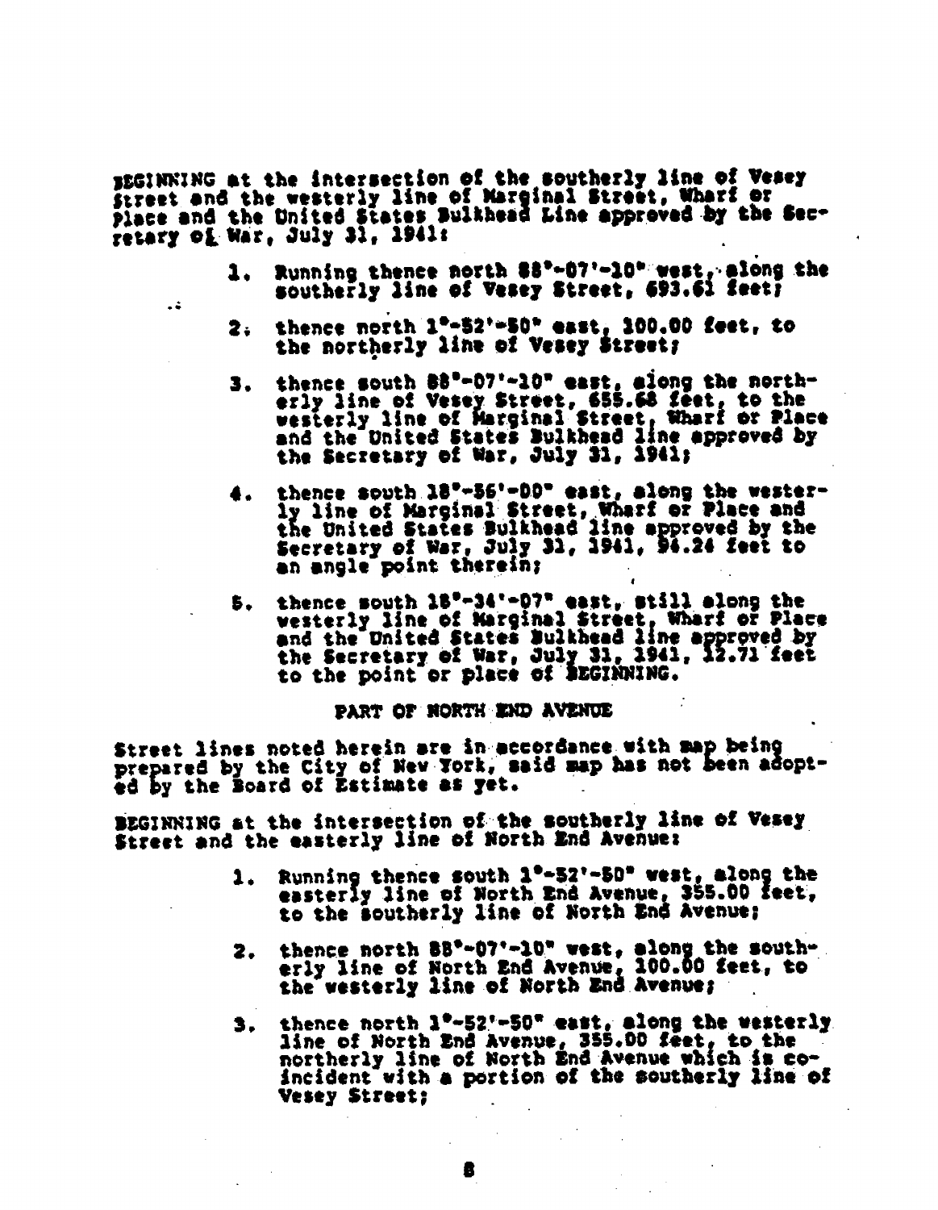BEGINNING at the intersection of the southerly line of Vesey Street and the westerly line of Marginal Street, Wharf or Place and the United States Bulkhead Line approved by the Secretary of War, July 31, 1941:

1. Running thence north 88°-07'-10" west, along the southerly line of Vesey Street, 693.61 feet;

2. thence north 1°-52'-50" east, 100.00 feet, to the northerly line of Vesey Street;

3. thence south 88°-07'-10" east, along the northerly line of Vesey Street, 655.68 feet, to the westerly line of Marginal Street, Wharf or Place and the United States Bulkhead line approved by the Secretary of War, July 31, 1941;

4. thence south 18°-56'-00" east, along the westerly line of Marginal Street, Wharf or Place and the United States Bulkhead line approved by the Secretary of War, July 31, 1941, 94.24 feet to an angle point therein;

5. thence south 18°-34'-07" east, still along the westerly line of Marginal Street, Wharf or Place and the United States Bulkhead line approved by the Secretary of War, July 31, 1941, 12.71 feet to the point or place of BEGINNING.

PART OF NORTH END AVENUE

Street lines noted herein are in accordance with map being prepared by the City of New York, said map has not been adopted by the Board of Estimate as yet.

BEGINNING at the intersection of the southerly line of Vesey Street and the easterly line of North End Avenue:

1. Running thence south 1°-52'-50" west, along the easterly line of North End Avenue, 355.00 feet, to the southerly line of North End Avenue;

2. thence north 88°-07'-10" west, along the southerly line of North End Avenue, 100.00 feet, to the westerly line of North End Avenue;

3. thence north 1°-52'-50" east, along the westerly line of North End Avenue, 355.00 feet, to the northerly line of North End Avenue which is coincident with a portion of the southerly line of Vesey Street;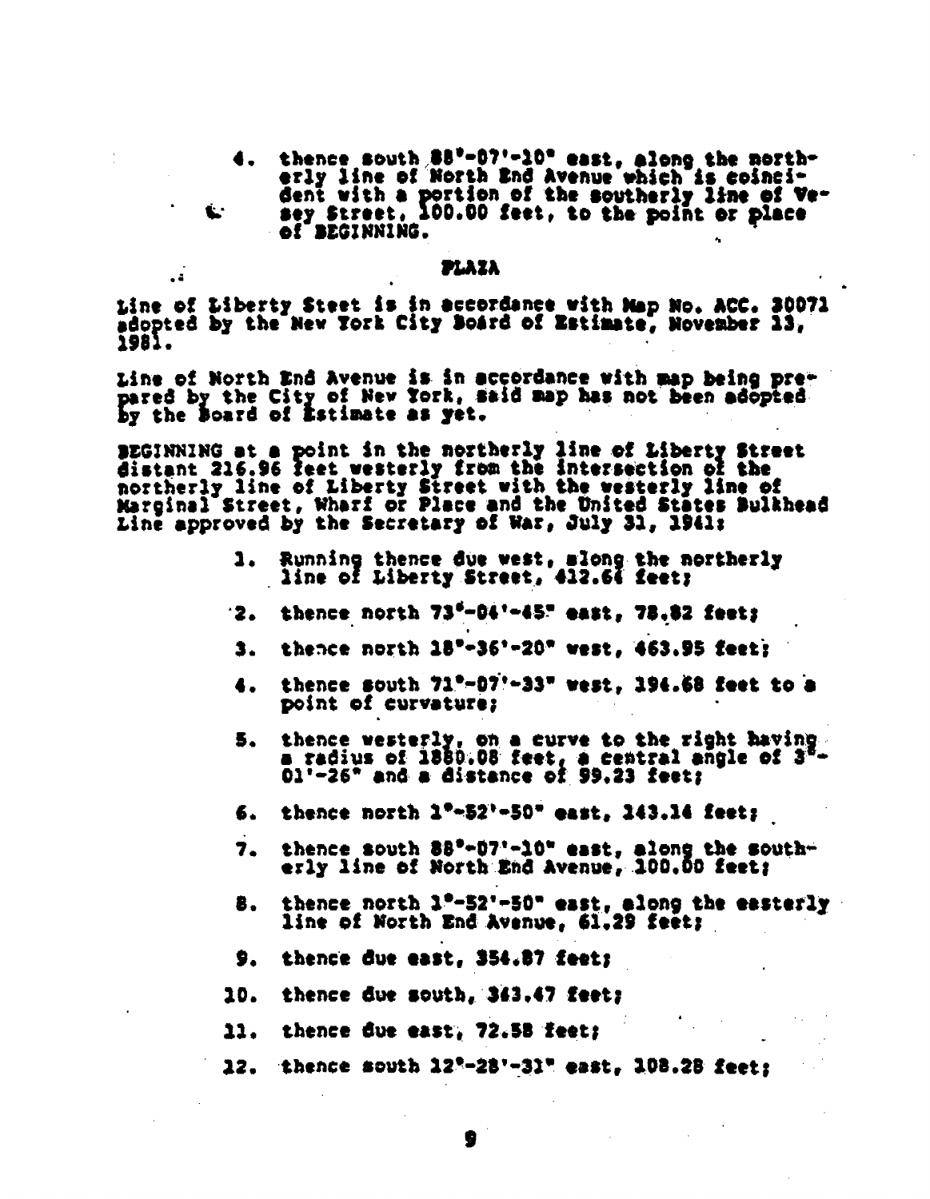4. thence south 88°-07'-10" east, along the northerly line of North End Avenue which is coincident with a portion of the southerly line of Vesey Street, 100.00 feet, to the point or place of BEGINNING.

## PLAZA

Line of Liberty Steet is in accordance with Map No. ACC. 30071 adopted by the New York City Board of Estimate, November 13, 1981.

Line of North End Avenue is in accordance with map being prepared by the City of New York, said map has not been adopted by the Board of Estimate as yet.

BEGINNING at a point in the northerly line of Liberty Street distant 216.96 feet westerly from the intersection of the northerly line of Liberty Street with the westerly line of Marginal Street, Wharf or Place and the United States Bulkhead Line approved by the Secretary of War, July 31, 1941:

1. Running thence due west, along the northerly line of Liberty Street, 412.64 feet;
2. thence north 73°-04'-45" east, 78.82 feet;
3. thence north 18°-36'-20" west, 463.95 feet;
4. thence south 71°-07'-33" west, 194.68 feet to a point of curvature;
5. thence westerly, on a curve to the right having a radius of 1880.08 feet, a central angle of 3°-01'-26" and a distance of 99.23 feet;
6. thence north 1°-52'-50" east, 143.14 feet;
7. thence south 88°-07'-10" east, along the southerly line of North End Avenue, 100.00 feet;
8. thence north 1°-52'-50" east, along the easterly line of North End Avenue, 61.29 feet;
9. thence due east, 354.87 feet;
10. thence due south, 343.47 feet;
11. thence due east, 72.58 feet;
12. thence south 12°-28'-31" east, 108.28 feet;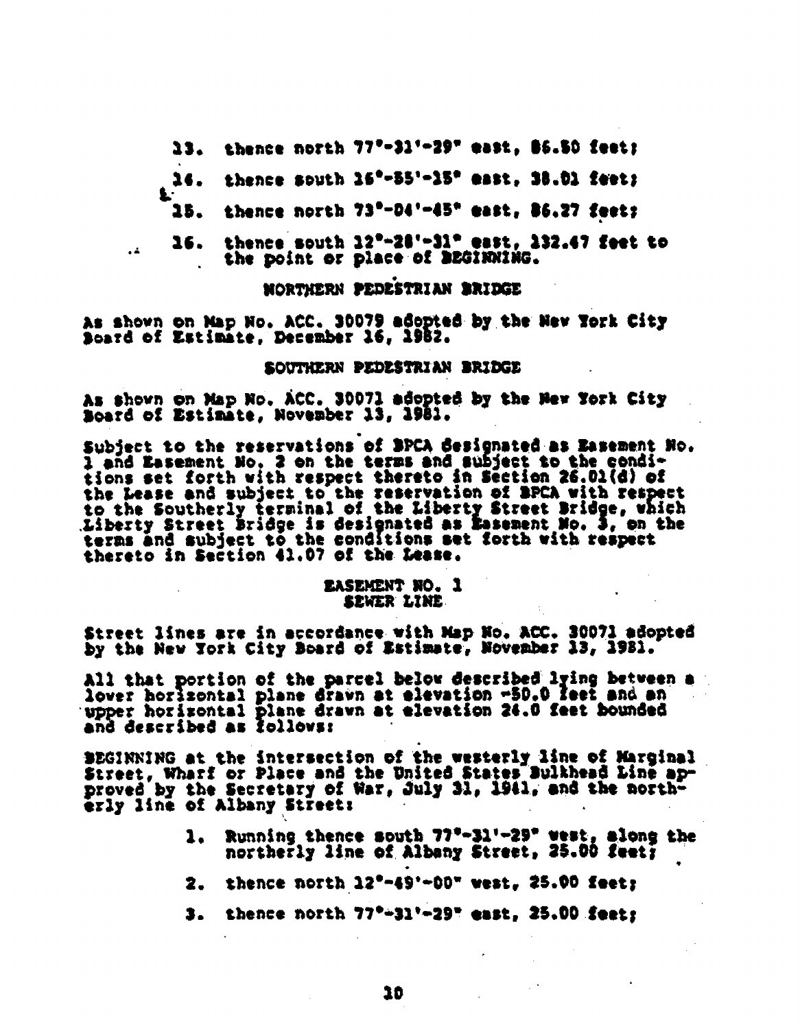13. thence north 77°-31'-29" east, 86.50 feet;

14. thence south 16°-55'-15" east, 38.01 feet;

15. thence north 73°-04'-45" east, 86.27 feet;

16. thence south 12°-28'-31" east, 132.47 feet to the point or place of BEGINNING.

NORTHERN PEDESTRIAN BRIDGE

As shown on Map No. ACC. 30079 adopted by the New York City Board of Estimate, December 16, 1982.

SOUTHERN PEDESTRIAN BRIDGE

As shown on Map No. ACC. 30071 adopted by the New York City Board of Estimate, November 13, 1981.

Subject to the reservations of BPCA designated as Easement No. 1 and Easement No. 2 on the terms and subject to the conditions set forth with respect thereto in Section 26.01(d) of the Lease and subject to the reservation of BPCA with respect to the Southerly terminal of the Liberty Street Bridge, which Liberty Street Bridge is designated as Easement No. 3, on the terms and subject to the conditions set forth with respect thereto in Section 41.07 of the Lease.

EASEMENT NO. 1
SEWER LINE

Street lines are in accordance with Map No. ACC. 30071 adopted by the New York City Board of Estimate, November 13, 1981.

All that portion of the parcel below described lying between a lower horizontal plane drawn at elevation -50.0 feet and an upper horizontal plane drawn at elevation 26.0 feet bounded and described as follows:

BEGINNING at the intersection of the westerly line of Marginal Street, Wharf or Place and the United States Bulkhead Line approved by the Secretary of War, July 31, 1941, and the northerly line of Albany Street:

1. Running thence south 77°-31'-29" west, along the northerly line of Albany Street, 25.00 feet;

2. thence north 12°-49'-00" west, 25.00 feet;

3. thence north 77°-31'-29" east, 25.00 feet;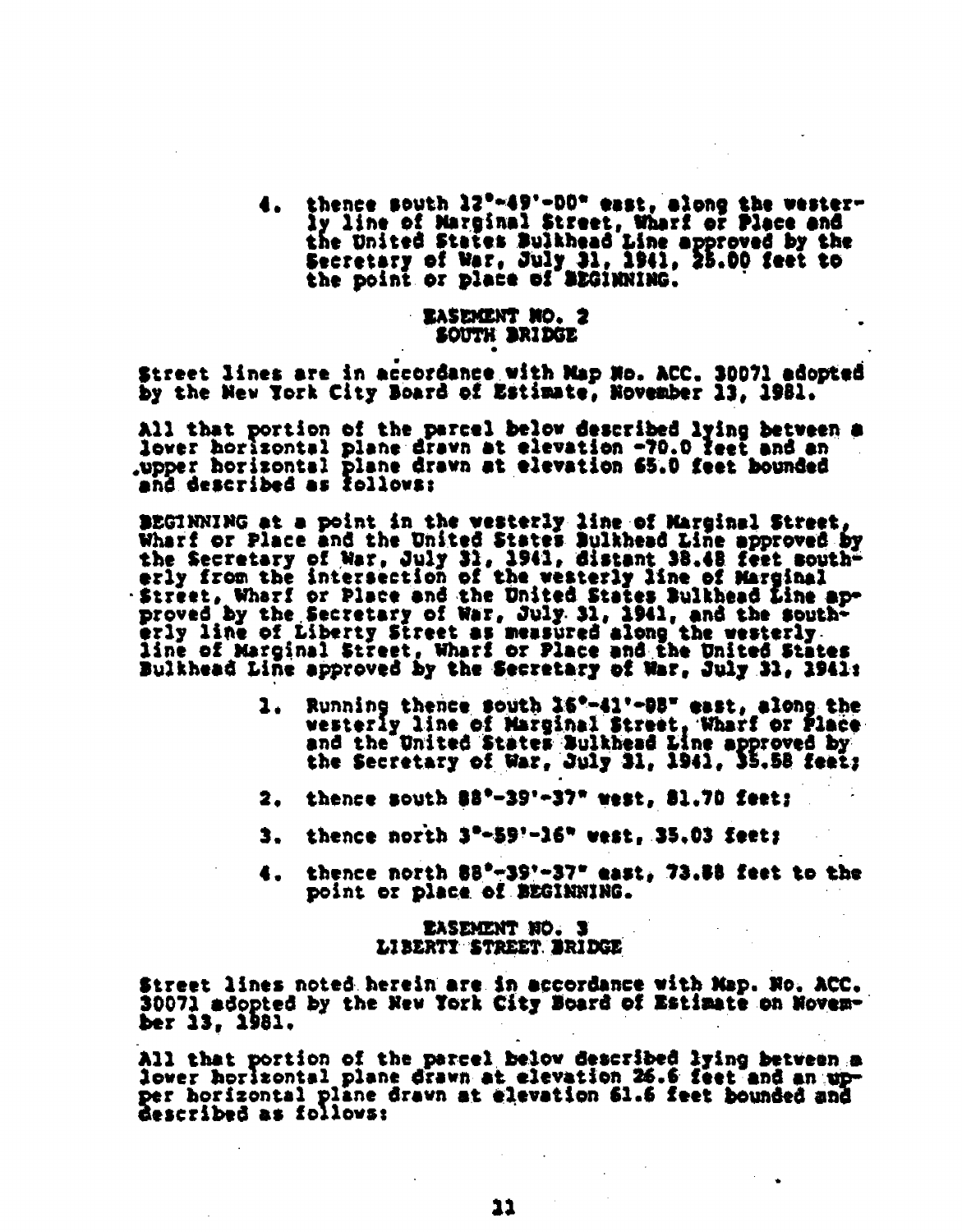4. thence south 12°-49'-00" east, along the westerly line of Marginal Street, Wharf or Place and the United States Bulkhead Line approved by the Secretary of War, July 31, 1941, 25.00 feet to the point or place of BEGINNING.

### EASEMENT NO. 2
### SOUTH BRIDGE

Street lines are in accordance with Map No. ACC. 30071 adopted by the New York City Board of Estimate, November 13, 1981.

All that portion of the parcel below described lying between a lower horizontal plane drawn at elevation -70.0 feet and an upper horizontal plane drawn at elevation 65.0 feet bounded and described as follows:

BEGINNING at a point in the westerly line of Marginal Street, Wharf or Place and the United States Bulkhead Line approved by the Secretary of War, July 31, 1941, distant 38.48 feet southerly from the intersection of the westerly line of Marginal Street, Wharf or Place and the United States Bulkhead Line approved by the Secretary of War, July 31, 1941, and the southerly line of Liberty Street as measured along the westerly line of Marginal Street, Wharf or Place and the United States Bulkhead Line approved by the Secretary of War, July 31, 1941:

1. Running thence south 16°-41'-08" east, along the westerly line of Marginal Street, Wharf or Place and the United States Bulkhead Line approved by the Secretary of War, July 31, 1941, 35.58 feet;
2. thence south 88°-39'-37" west, 81.70 feet;
3. thence north 3°-59'-16" west, 35.03 feet;
4. thence north 88°-39'-37" east, 73.88 feet to the point or place of BEGINNING.

### EASEMENT NO. 3
### LIBERTY STREET BRIDGE

Street lines noted herein are in accordance with Map. No. ACC. 30071 adopted by the New York City Board of Estimate on November 13, 1981.

All that portion of the parcel below described lying between a lower horizontal plane drawn at elevation 26.6 feet and an upper horizontal plane drawn at elevation 61.6 feet bounded and described as follows: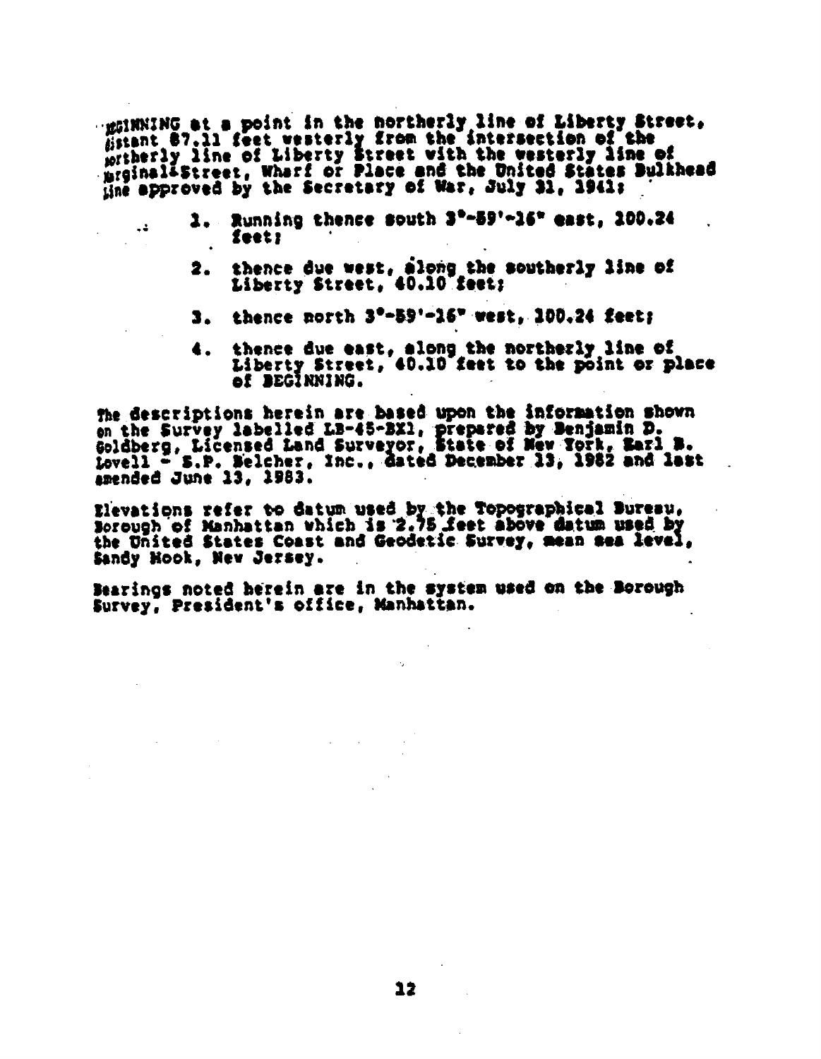BEGINNING at a point in the northerly line of Liberty Street, distant 87.11 feet westerly from the intersection of the northerly line of Liberty Street with the westerly line of Marginal Street, Wharf or Place and the United States Bulkhead Line approved by the Secretary of War, July 31, 1941;

1. Running thence south 3°-59'-16" east, 100.24 feet;

2. thence due west, along the southerly line of Liberty Street, 40.10 feet;

3. thence north 3°-59'-16" west, 100.24 feet;

4. thence due east, along the northerly line of Liberty Street, 40.10 feet to the point or place of BEGINNING.

The descriptions herein are based upon the information shown on the Survey labelled LB-45-BX1, prepared by Benjamin D. Goldberg, Licensed Land Surveyor, State of New York, Earl B. Lovell - S.P. Belcher, Inc., dated December 13, 1982 and last amended June 13, 1983.

Elevations refer to datum used by the Topographical Bureau, Borough of Manhattan which is 2.75 feet above datum used by the United States Coast and Geodetic Survey, mean sea level, Sandy Hook, New Jersey.

Bearings noted herein are in the system used on the Borough Survey, President's office, Manhattan.